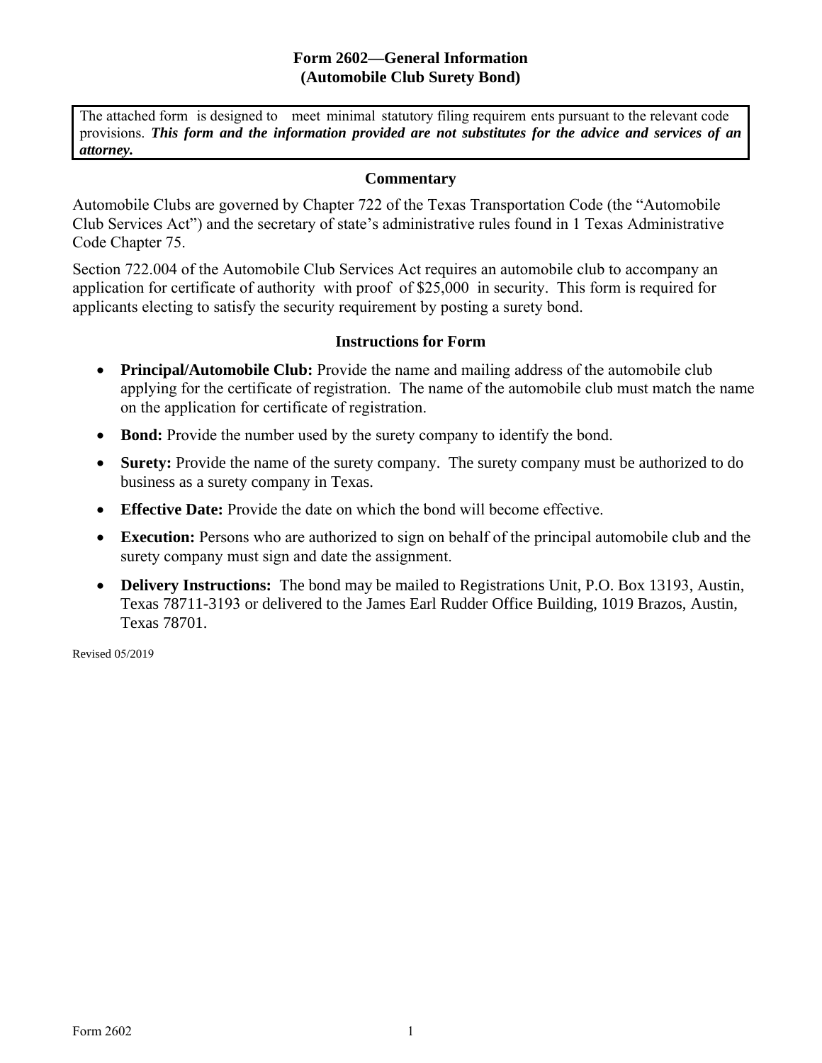# Form 2602—General Information
## (Automobile Club Surety Bond)

> The attached form is designed to meet minimal statutory filing requirements pursuant to the relevant code provisions. ***This form and the information provided are not substitutes for the advice and services of an attorney.***

### Commentary

Automobile Clubs are governed by Chapter 722 of the Texas Transportation Code (the "Automobile Club Services Act") and the secretary of state's administrative rules found in 1 Texas Administrative Code Chapter 75.

Section 722.004 of the Automobile Club Services Act requires an automobile club to accompany an application for certificate of authority with proof of $25,000 in security. This form is required for applicants electing to satisfy the security requirement by posting a surety bond.

### Instructions for Form

- **Principal/Automobile Club:** Provide the name and mailing address of the automobile club applying for the certificate of registration. The name of the automobile club must match the name on the application for certificate of registration.
- **Bond:** Provide the number used by the surety company to identify the bond.
- **Surety:** Provide the name of the surety company. The surety company must be authorized to do business as a surety company in Texas.
- **Effective Date:** Provide the date on which the bond will become effective.
- **Execution:** Persons who are authorized to sign on behalf of the principal automobile club and the surety company must sign and date the assignment.
- **Delivery Instructions:** The bond may be mailed to Registrations Unit, P.O. Box 13193, Austin, Texas 78711-3193 or delivered to the James Earl Rudder Office Building, 1019 Brazos, Austin, Texas 78701.

Revised 05/2019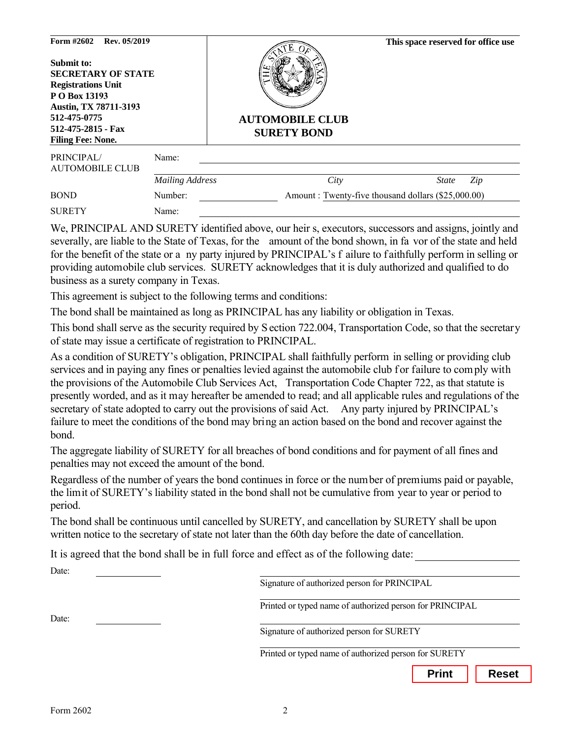**Form #2602 Rev. 05/2019**

**Submit to:**
**SECRETARY OF STATE**
**Registrations Unit**
**P O Box 13193**
**Austin, TX 78711-3193**
**512-475-0775**
**512-475-2815 - Fax**
**Filing Fee: None.**

# AUTOMOBILE CLUB SURETY BOND

**This space reserved for office use**

| | | | | |
|---|---|---|---|---|
| PRINCIPAL/ AUTOMOBILE CLUB | Name: | | | |
| | *Mailing Address* | *City* | *State* | *Zip* |
| BOND | Number: | Amount : Twenty-five thousand dollars ($25,000.00) | | |
| SURETY | Name: | | | |

We, PRINCIPAL AND SURETY identified above, our heirs, executors, successors and assigns, jointly and severally, are liable to the State of Texas, for the amount of the bond shown, in favor of the state and held for the benefit of the state or any party injured by PRINCIPAL's failure to faithfully perform in selling or providing automobile club services. SURETY acknowledges that it is duly authorized and qualified to do business as a surety company in Texas.

This agreement is subject to the following terms and conditions:

The bond shall be maintained as long as PRINCIPAL has any liability or obligation in Texas.

This bond shall serve as the security required by Section 722.004, Transportation Code, so that the secretary of state may issue a certificate of registration to PRINCIPAL.

As a condition of SURETY's obligation, PRINCIPAL shall faithfully perform in selling or providing club services and in paying any fines or penalties levied against the automobile club for failure to comply with the provisions of the Automobile Club Services Act, Transportation Code Chapter 722, as that statute is presently worded, and as it may hereafter be amended to read; and all applicable rules and regulations of the secretary of state adopted to carry out the provisions of said Act. Any party injured by PRINCIPAL's failure to meet the conditions of the bond may bring an action based on the bond and recover against the bond.

The aggregate liability of SURETY for all breaches of bond conditions and for payment of all fines and penalties may not exceed the amount of the bond.

Regardless of the number of years the bond continues in force or the number of premiums paid or payable, the limit of SURETY's liability stated in the bond shall not be cumulative from year to year or period to period.

The bond shall be continuous until cancelled by SURETY, and cancellation by SURETY shall be upon written notice to the secretary of state not later than the 60th day before the date of cancellation.

It is agreed that the bond shall be in full force and effect as of the following date: ____________________

Date: ______________

______________________________
Signature of authorized person for PRINCIPAL

______________________________
Printed or typed name of authorized person for PRINCIPAL

Date: ______________

______________________________
Signature of authorized person for SURETY

______________________________
Printed or typed name of authorized person for SURETY

**Print** **Reset**

Form 2602